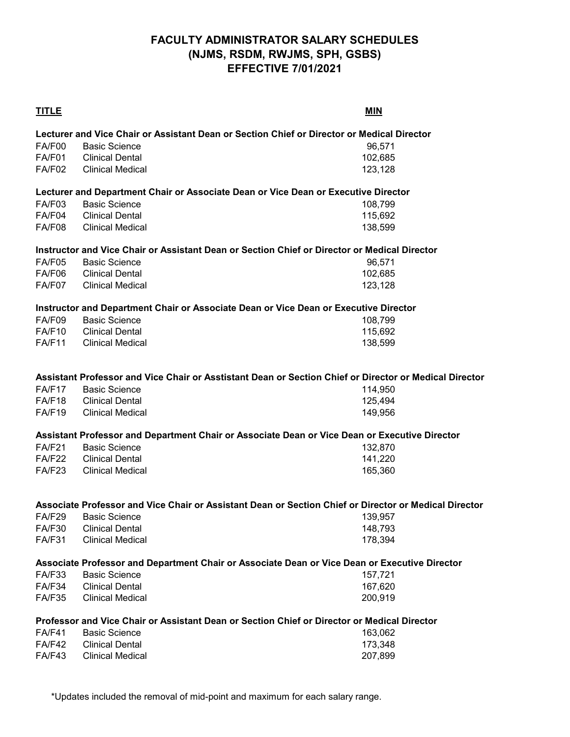# FACULTY ADMINISTRATOR SALARY SCHEDULES
# (NJMS, RSDM, RWJMS, SPH, GSBS)
# EFFECTIVE 7/01/2021

| TITLE | | MIN |
|---|---|---|
| **Lecturer and Vice Chair or Assistant Dean or Section Chief or Director or Medical Director** | | |
| FA/F00 | Basic Science | 96,571 |
| FA/F01 | Clinical Dental | 102,685 |
| FA/F02 | Clinical Medical | 123,128 |
| **Lecturer and Department Chair or Associate Dean or Vice Dean or Executive Director** | | |
| FA/F03 | Basic Science | 108,799 |
| FA/F04 | Clinical Dental | 115,692 |
| FA/F08 | Clinical Medical | 138,599 |
| **Instructor and Vice Chair or Assistant Dean or Section Chief or Director or Medical Director** | | |
| FA/F05 | Basic Science | 96,571 |
| FA/F06 | Clinical Dental | 102,685 |
| FA/F07 | Clinical Medical | 123,128 |
| **Instructor and Department Chair or Associate Dean or Vice Dean or Executive Director** | | |
| FA/F09 | Basic Science | 108,799 |
| FA/F10 | Clinical Dental | 115,692 |
| FA/F11 | Clinical Medical | 138,599 |
| **Assistant Professor and Vice Chair or Asstistant Dean or Section Chief or Director or Medical Director** | | |
| FA/F17 | Basic Science | 114,950 |
| FA/F18 | Clinical Dental | 125,494 |
| FA/F19 | Clinical Medical | 149,956 |
| **Assistant Professor and Department Chair or Associate Dean or Vice Dean or Executive Director** | | |
| FA/F21 | Basic Science | 132,870 |
| FA/F22 | Clinical Dental | 141,220 |
| FA/F23 | Clinical Medical | 165,360 |
| **Associate Professor and Vice Chair or Assistant Dean or Section Chief or Director or Medical Director** | | |
| FA/F29 | Basic Science | 139,957 |
| FA/F30 | Clinical Dental | 148,793 |
| FA/F31 | Clinical Medical | 178,394 |
| **Associate Professor and Department Chair or Associate Dean or Vice Dean or Executive Director** | | |
| FA/F33 | Basic Science | 157,721 |
| FA/F34 | Clinical Dental | 167,620 |
| FA/F35 | Clinical Medical | 200,919 |
| **Professor and Vice Chair or Assistant Dean or Section Chief or Director or Medical Director** | | |
| FA/F41 | Basic Science | 163,062 |
| FA/F42 | Clinical Dental | 173,348 |
| FA/F43 | Clinical Medical | 207,899 |

*Updates included the removal of mid-point and maximum for each salary range.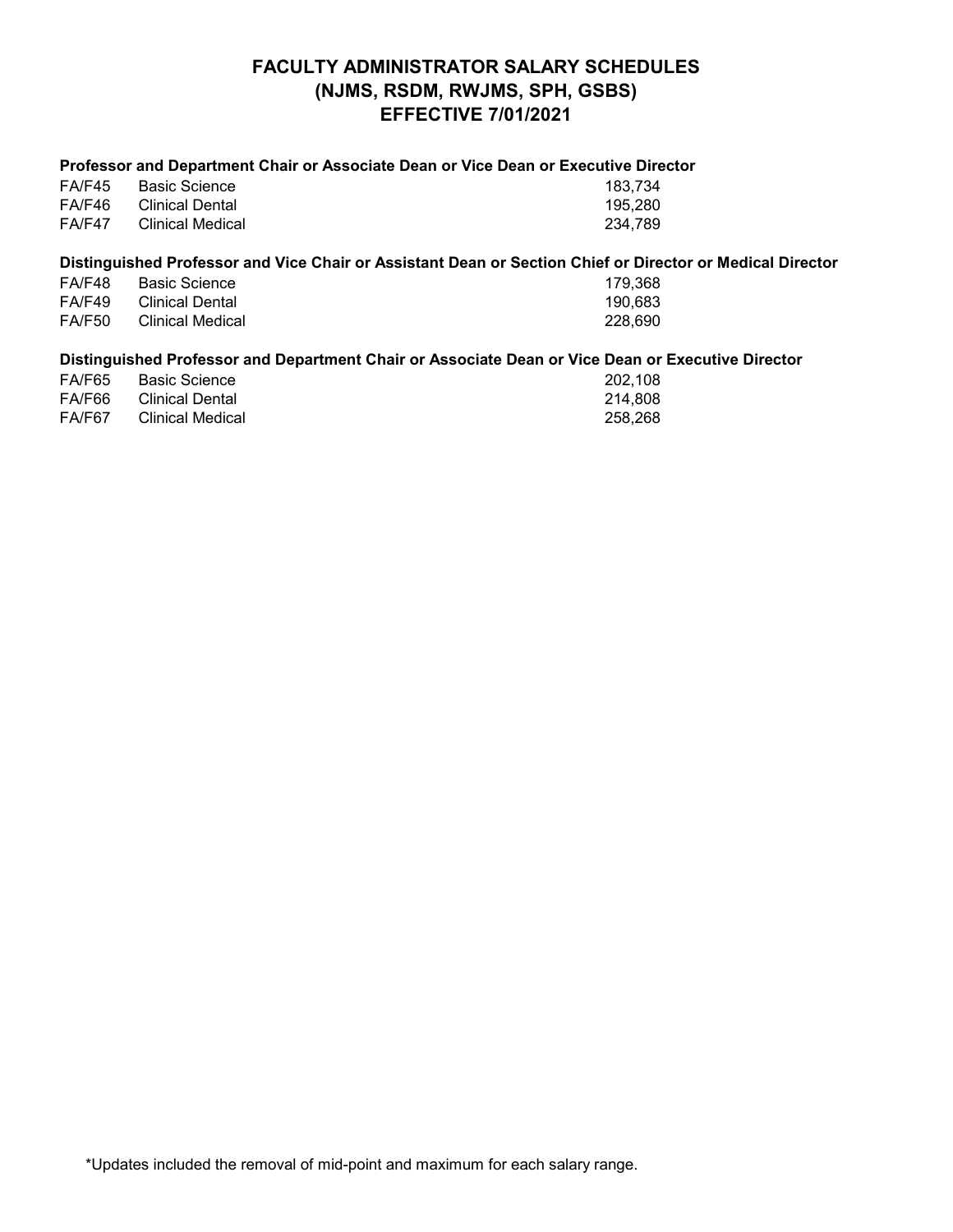# FACULTY ADMINISTRATOR SALARY SCHEDULES
# (NJMS, RSDM, RWJMS, SPH, GSBS)
# EFFECTIVE 7/01/2021

**Professor and Department Chair or Associate Dean or Vice Dean or Executive Director**

| | | |
|---|---|---|
| FA/F45 | Basic Science | 183,734 |
| FA/F46 | Clinical Dental | 195,280 |
| FA/F47 | Clinical Medical | 234,789 |

**Distinguished Professor and Vice Chair or Assistant Dean or Section Chief or Director or Medical Director**

| | | |
|---|---|---|
| FA/F48 | Basic Science | 179,368 |
| FA/F49 | Clinical Dental | 190,683 |
| FA/F50 | Clinical Medical | 228,690 |

**Distinguished Professor and Department Chair or Associate Dean or Vice Dean or Executive Director**

| | | |
|---|---|---|
| FA/F65 | Basic Science | 202,108 |
| FA/F66 | Clinical Dental | 214,808 |
| FA/F67 | Clinical Medical | 258,268 |

*Updates included the removal of mid-point and maximum for each salary range.